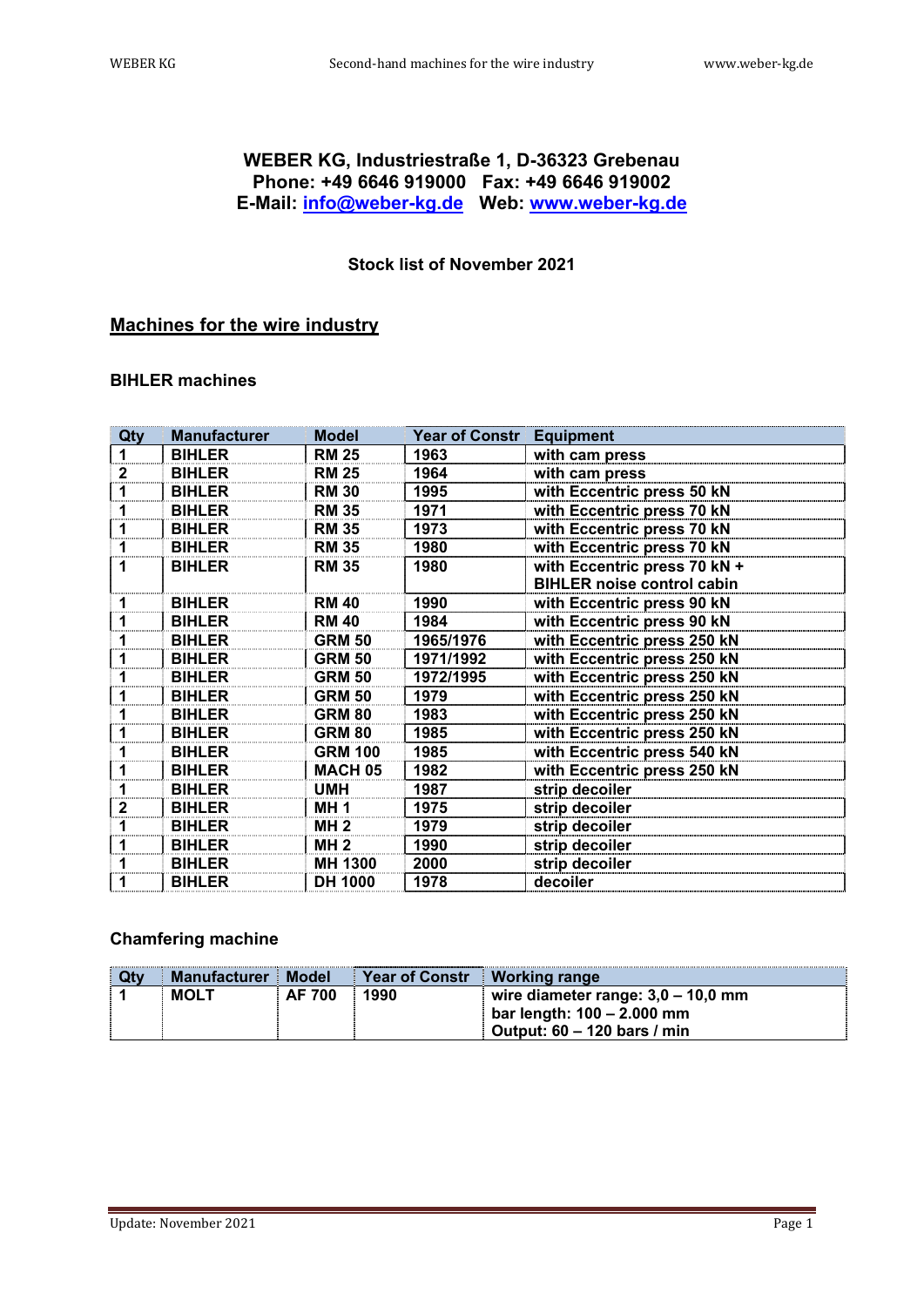**WEBER KG, Industriestraße 1, D-36323 Grebenau**
**Phone: +49 6646 919000   Fax: +49 6646 919002**
**E-Mail: info@weber-kg.de   Web: www.weber-kg.de**

**Stock list of November 2021**

## Machines for the wire industry

### BIHLER machines

| Qty | Manufacturer | Model | Year of Constr | Equipment |
|---|---|---|---|---|
| 1 | BIHLER | RM 25 | 1963 | with cam press |
| 2 | BIHLER | RM 25 | 1964 | with cam press |
| 1 | BIHLER | RM 30 | 1995 | with Eccentric press 50 kN |
| 1 | BIHLER | RM 35 | 1971 | with Eccentric press 70 kN |
| 1 | BIHLER | RM 35 | 1973 | with Eccentric press 70 kN |
| 1 | BIHLER | RM 35 | 1980 | with Eccentric press 70 kN |
| 1 | BIHLER | RM 35 | 1980 | with Eccentric press 70 kN + BIHLER noise control cabin |
| 1 | BIHLER | RM 40 | 1990 | with Eccentric press 90 kN |
| 1 | BIHLER | RM 40 | 1984 | with Eccentric press 90 kN |
| 1 | BIHLER | GRM 50 | 1965/1976 | with Eccentric press 250 kN |
| 1 | BIHLER | GRM 50 | 1971/1992 | with Eccentric press 250 kN |
| 1 | BIHLER | GRM 50 | 1972/1995 | with Eccentric press 250 kN |
| 1 | BIHLER | GRM 50 | 1979 | with Eccentric press 250 kN |
| 1 | BIHLER | GRM 80 | 1983 | with Eccentric press 250 kN |
| 1 | BIHLER | GRM 80 | 1985 | with Eccentric press 250 kN |
| 1 | BIHLER | GRM 100 | 1985 | with Eccentric press 540 kN |
| 1 | BIHLER | MACH 05 | 1982 | with Eccentric press 250 kN |
| 1 | BIHLER | UMH | 1987 | strip decoiler |
| 2 | BIHLER | MH 1 | 1975 | strip decoiler |
| 1 | BIHLER | MH 2 | 1979 | strip decoiler |
| 1 | BIHLER | MH 2 | 1990 | strip decoiler |
| 1 | BIHLER | MH 1300 | 2000 | strip decoiler |
| 1 | BIHLER | DH 1000 | 1978 | decoiler |

### Chamfering machine

| Qty | Manufacturer | Model | Year of Constr | Working range |
|---|---|---|---|---|
| 1 | MOLT | AF 700 | 1990 | wire diameter range: 3,0 – 10,0 mm<br>bar length: 100 – 2.000 mm<br>Output: 60 – 120 bars / min |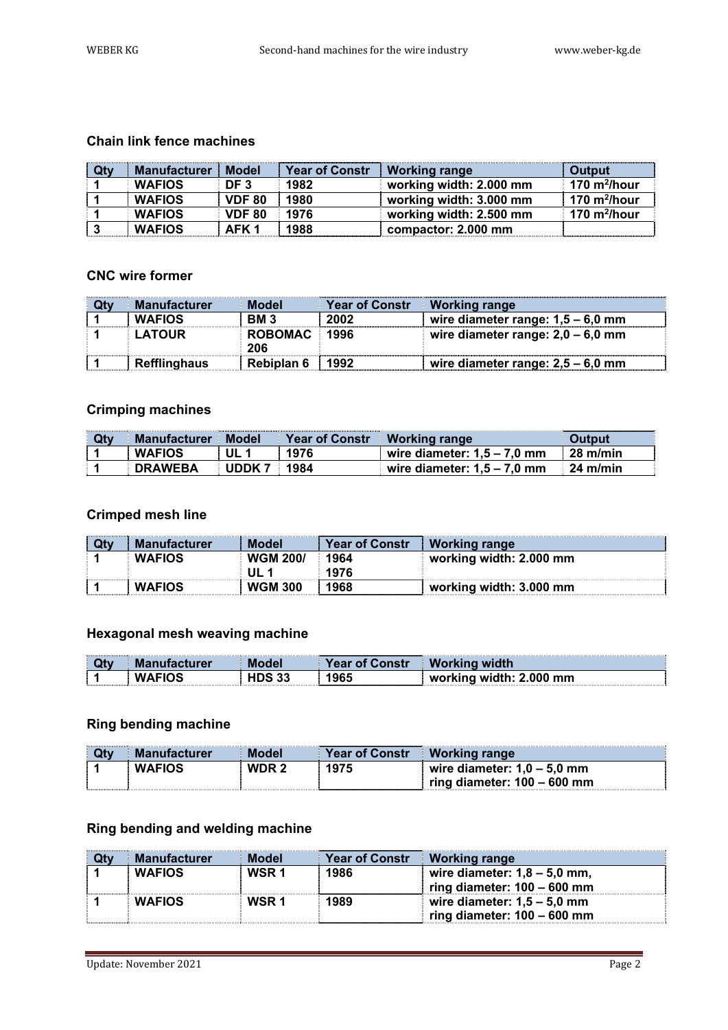### Chain link fence machines

| Qty | Manufacturer | Model | Year of Constr | Working range | Output |
|---|---|---|---|---|---|
| 1 | WAFIOS | DF 3 | 1982 | working width: 2.000 mm | 170 $m^2$/hour |
| 1 | WAFIOS | VDF 80 | 1980 | working width: 3.000 mm | 170 $m^2$/hour |
| 1 | WAFIOS | VDF 80 | 1976 | working width: 2.500 mm | 170 $m^2$/hour |
| 3 | WAFIOS | AFK 1 | 1988 | compactor: 2.000 mm | |

### CNC wire former

| Qty | Manufacturer | Model | Year of Constr | Working range |
|---|---|---|---|---|
| 1 | WAFIOS | BM 3 | 2002 | wire diameter range: 1,5 – 6,0 mm |
| 1 | LATOUR | ROBOMAC 206 | 1996 | wire diameter range: 2,0 – 6,0 mm |
| 1 | Refflinghaus | Rebiplan 6 | 1992 | wire diameter range: 2,5 – 6,0 mm |

### Crimping machines

| Qty | Manufacturer | Model | Year of Constr | Working range | Output |
|---|---|---|---|---|---|
| 1 | WAFIOS | UL 1 | 1976 | wire diameter: 1,5 – 7,0 mm | 28 m/min |
| 1 | DRAWEBA | UDDK 7 | 1984 | wire diameter: 1,5 – 7,0 mm | 24 m/min |

### Crimped mesh line

| Qty | Manufacturer | Model | Year of Constr | Working range |
|---|---|---|---|---|
| 1 | WAFIOS | WGM 200/ UL 1 | 1964 1976 | working width: 2.000 mm |
| 1 | WAFIOS | WGM 300 | 1968 | working width: 3.000 mm |

### Hexagonal mesh weaving machine

| Qty | Manufacturer | Model | Year of Constr | Working width |
|---|---|---|---|---|
| 1 | WAFIOS | HDS 33 | 1965 | working width: 2.000 mm |

### Ring bending machine

| Qty | Manufacturer | Model | Year of Constr | Working range |
|---|---|---|---|---|
| 1 | WAFIOS | WDR 2 | 1975 | wire diameter: 1,0 – 5,0 mm<br>ring diameter: 100 – 600 mm |

### Ring bending and welding machine

| Qty | Manufacturer | Model | Year of Constr | Working range |
|---|---|---|---|---|
| 1 | WAFIOS | WSR 1 | 1986 | wire diameter: 1,8 – 5,0 mm,<br>ring diameter: 100 – 600 mm |
| 1 | WAFIOS | WSR 1 | 1989 | wire diameter: 1,5 – 5,0 mm<br>ring diameter: 100 – 600 mm |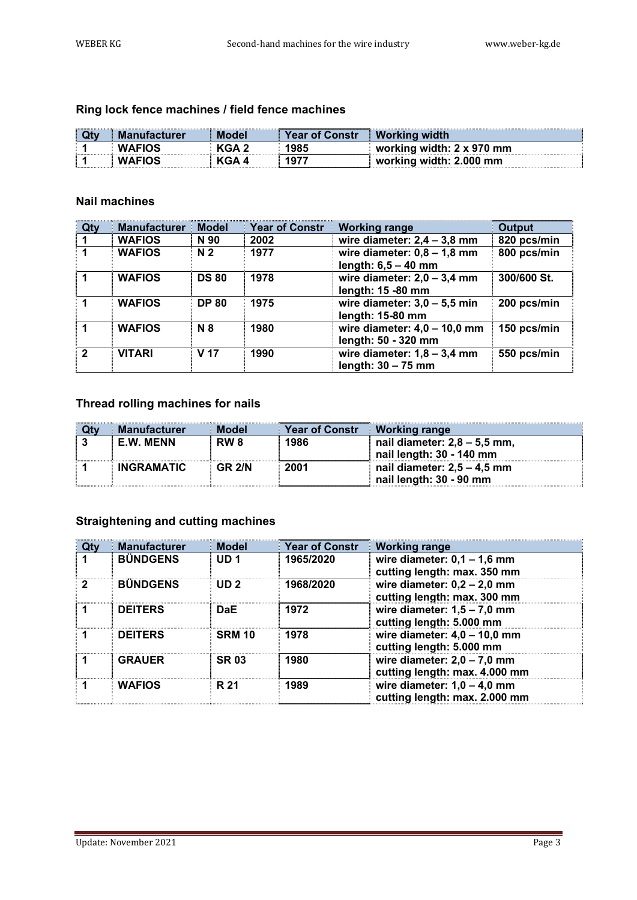## Ring lock fence machines / field fence machines

| Qty | Manufacturer | Model | Year of Constr | Working width |
|---|---|---|---|---|
| 1 | WAFIOS | KGA 2 | 1985 | working width: 2 x 970 mm |
| 1 | WAFIOS | KGA 4 | 1977 | working width: 2.000 mm |

## Nail machines

| Qty | Manufacturer | Model | Year of Constr | Working range | Output |
|---|---|---|---|---|---|
| 1 | WAFIOS | N 90 | 2002 | wire diameter: 2,4 – 3,8 mm | 820 pcs/min |
| 1 | WAFIOS | N 2 | 1977 | wire diameter: 0,8 – 1,8 mm<br>length: 6,5 – 40 mm | 800 pcs/min |
| 1 | WAFIOS | DS 80 | 1978 | wire diameter: 2,0 – 3,4 mm<br>length: 15 -80 mm | 300/600 St. |
| 1 | WAFIOS | DP 80 | 1975 | wire diameter: 3,0 – 5,5 min<br>length: 15-80 mm | 200 pcs/min |
| 1 | WAFIOS | N 8 | 1980 | wire diameter: 4,0 – 10,0 mm<br>length: 50 - 320 mm | 150 pcs/min |
| 2 | VITARI | V 17 | 1990 | wire diameter: 1,8 – 3,4 mm<br>length: 30 – 75 mm | 550 pcs/min |

## Thread rolling machines for nails

| Qty | Manufacturer | Model | Year of Constr | Working range |
|---|---|---|---|---|
| 3 | E.W. MENN | RW 8 | 1986 | nail diameter: 2,8 – 5,5 mm,<br>nail length: 30 - 140 mm |
| 1 | INGRAMATIC | GR 2/N | 2001 | nail diameter: 2,5 – 4,5 mm<br>nail length: 30 - 90 mm |

## Straightening and cutting machines

| Qty | Manufacturer | Model | Year of Constr | Working range |
|---|---|---|---|---|
| 1 | BÜNDGENS | UD 1 | 1965/2020 | wire diameter: 0,1 – 1,6 mm<br>cutting length: max. 350 mm |
| 2 | BÜNDGENS | UD 2 | 1968/2020 | wire diameter: 0,2 – 2,0 mm<br>cutting length: max. 300 mm |
| 1 | DEITERS | DaE | 1972 | wire diameter: 1,5 – 7,0 mm<br>cutting length: 5.000 mm |
| 1 | DEITERS | SRM 10 | 1978 | wire diameter: 4,0 – 10,0 mm<br>cutting length: 5.000 mm |
| 1 | GRAUER | SR 03 | 1980 | wire diameter: 2,0 – 7,0 mm<br>cutting length: max. 4.000 mm |
| 1 | WAFIOS | R 21 | 1989 | wire diameter: 1,0 – 4,0 mm<br>cutting length: max. 2.000 mm |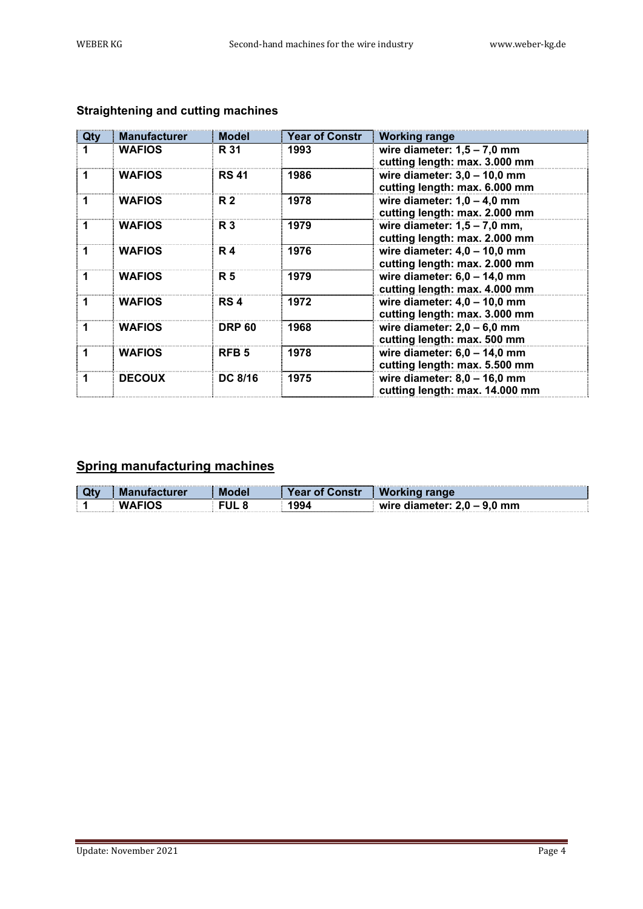## Straightening and cutting machines

| Qty | Manufacturer | Model | Year of Constr | Working range |
|---|---|---|---|---|
| 1 | WAFIOS | R 31 | 1993 | wire diameter: 1,5 – 7,0 mm<br>cutting length: max. 3.000 mm |
| 1 | WAFIOS | RS 41 | 1986 | wire diameter: 3,0 – 10,0 mm<br>cutting length: max. 6.000 mm |
| 1 | WAFIOS | R 2 | 1978 | wire diameter: 1,0 – 4,0 mm<br>cutting length: max. 2.000 mm |
| 1 | WAFIOS | R 3 | 1979 | wire diameter: 1,5 – 7,0 mm,<br>cutting length: max. 2.000 mm |
| 1 | WAFIOS | R 4 | 1976 | wire diameter: 4,0 – 10,0 mm<br>cutting length: max. 2.000 mm |
| 1 | WAFIOS | R 5 | 1979 | wire diameter: 6,0 – 14,0 mm<br>cutting length: max. 4.000 mm |
| 1 | WAFIOS | RS 4 | 1972 | wire diameter: 4,0 – 10,0 mm<br>cutting length: max. 3.000 mm |
| 1 | WAFIOS | DRP 60 | 1968 | wire diameter: 2,0 – 6,0 mm<br>cutting length: max. 500 mm |
| 1 | WAFIOS | RFB 5 | 1978 | wire diameter: 6,0 – 14,0 mm<br>cutting length: max. 5.500 mm |
| 1 | DECOUX | DC 8/16 | 1975 | wire diameter: 8,0 – 16,0 mm<br>cutting length: max. 14.000 mm |

## Spring manufacturing machines

| Qty | Manufacturer | Model | Year of Constr | Working range |
|---|---|---|---|---|
| 1 | WAFIOS | FUL 8 | 1994 | wire diameter: 2,0 – 9,0 mm |

Update: November 2021